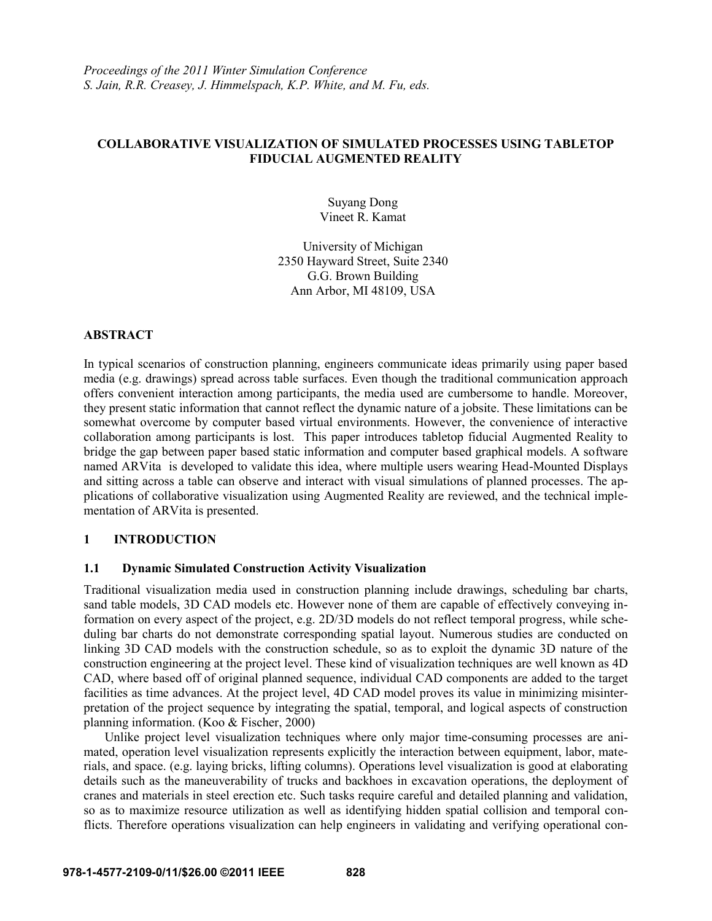*Proceedings of the 2011 Winter Simulation Conference*
*S. Jain, R.R. Creasey, J. Himmelspach, K.P. White, and M. Fu, eds.*

# COLLABORATIVE VISUALIZATION OF SIMULATED PROCESSES USING TABLETOP FIDUCIAL AUGMENTED REALITY

Suyang Dong
Vineet R. Kamat

University of Michigan
2350 Hayward Street, Suite 2340
G.G. Brown Building
Ann Arbor, MI 48109, USA

## ABSTRACT

In typical scenarios of construction planning, engineers communicate ideas primarily using paper based media (e.g. drawings) spread across table surfaces. Even though the traditional communication approach offers convenient interaction among participants, the media used are cumbersome to handle. Moreover, they present static information that cannot reflect the dynamic nature of a jobsite. These limitations can be somewhat overcome by computer based virtual environments. However, the convenience of interactive collaboration among participants is lost. This paper introduces tabletop fiducial Augmented Reality to bridge the gap between paper based static information and computer based graphical models. A software named ARVita is developed to validate this idea, where multiple users wearing Head-Mounted Displays and sitting across a table can observe and interact with visual simulations of planned processes. The applications of collaborative visualization using Augmented Reality are reviewed, and the technical implementation of ARVita is presented.

## 1 INTRODUCTION

### 1.1 Dynamic Simulated Construction Activity Visualization

Traditional visualization media used in construction planning include drawings, scheduling bar charts, sand table models, 3D CAD models etc. However none of them are capable of effectively conveying information on every aspect of the project, e.g. 2D/3D models do not reflect temporal progress, while scheduling bar charts do not demonstrate corresponding spatial layout. Numerous studies are conducted on linking 3D CAD models with the construction schedule, so as to exploit the dynamic 3D nature of the construction engineering at the project level. These kind of visualization techniques are well known as 4D CAD, where based off of original planned sequence, individual CAD components are added to the target facilities as time advances. At the project level, 4D CAD model proves its value in minimizing misinterpretation of the project sequence by integrating the spatial, temporal, and logical aspects of construction planning information. (Koo & Fischer, 2000)

Unlike project level visualization techniques where only major time-consuming processes are animated, operation level visualization represents explicitly the interaction between equipment, labor, materials, and space. (e.g. laying bricks, lifting columns). Operations level visualization is good at elaborating details such as the maneuverability of trucks and backhoes in excavation operations, the deployment of cranes and materials in steel erection etc. Such tasks require careful and detailed planning and validation, so as to maximize resource utilization as well as identifying hidden spatial collision and temporal conflicts. Therefore operations visualization can help engineers in validating and verifying operational con-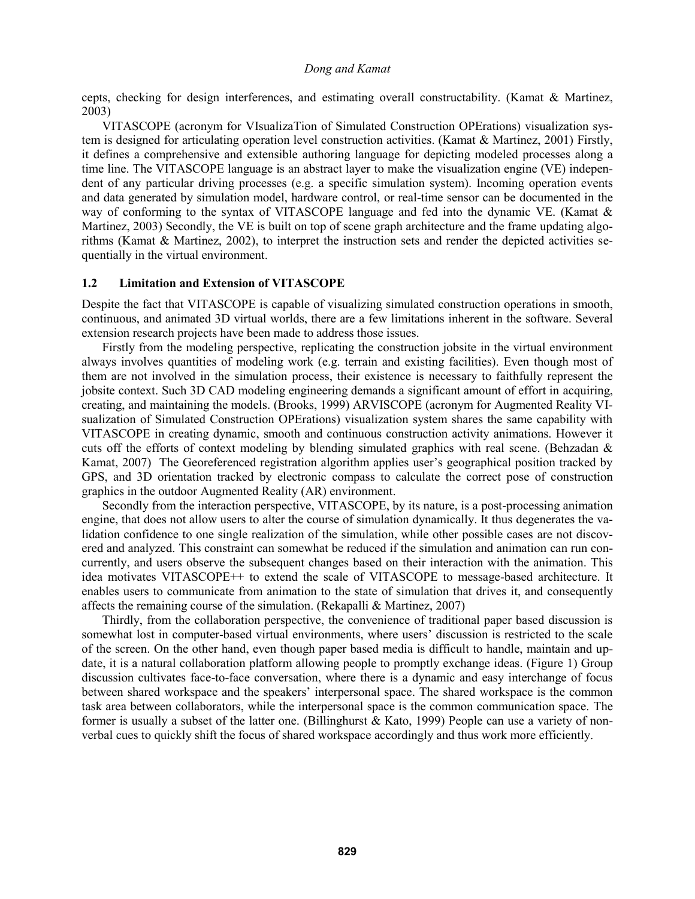cepts, checking for design interferences, and estimating overall constructability. (Kamat & Martinez, 2003)

VITASCOPE (acronym for VIsualizaTion of Simulated Construction OPErations) visualization system is designed for articulating operation level construction activities. (Kamat & Martinez, 2001) Firstly, it defines a comprehensive and extensible authoring language for depicting modeled processes along a time line. The VITASCOPE language is an abstract layer to make the visualization engine (VE) independent of any particular driving processes (e.g. a specific simulation system). Incoming operation events and data generated by simulation model, hardware control, or real-time sensor can be documented in the way of conforming to the syntax of VITASCOPE language and fed into the dynamic VE. (Kamat & Martinez, 2003) Secondly, the VE is built on top of scene graph architecture and the frame updating algorithms (Kamat & Martinez, 2002), to interpret the instruction sets and render the depicted activities sequentially in the virtual environment.

### 1.2 Limitation and Extension of VITASCOPE

Despite the fact that VITASCOPE is capable of visualizing simulated construction operations in smooth, continuous, and animated 3D virtual worlds, there are a few limitations inherent in the software. Several extension research projects have been made to address those issues.

Firstly from the modeling perspective, replicating the construction jobsite in the virtual environment always involves quantities of modeling work (e.g. terrain and existing facilities). Even though most of them are not involved in the simulation process, their existence is necessary to faithfully represent the jobsite context. Such 3D CAD modeling engineering demands a significant amount of effort in acquiring, creating, and maintaining the models. (Brooks, 1999) ARVISCOPE (acronym for Augmented Reality VIsualization of Simulated Construction OPErations) visualization system shares the same capability with VITASCOPE in creating dynamic, smooth and continuous construction activity animations. However it cuts off the efforts of context modeling by blending simulated graphics with real scene. (Behzadan & Kamat, 2007) The Georeferenced registration algorithm applies user's geographical position tracked by GPS, and 3D orientation tracked by electronic compass to calculate the correct pose of construction graphics in the outdoor Augmented Reality (AR) environment.

Secondly from the interaction perspective, VITASCOPE, by its nature, is a post-processing animation engine, that does not allow users to alter the course of simulation dynamically. It thus degenerates the validation confidence to one single realization of the simulation, while other possible cases are not discovered and analyzed. This constraint can somewhat be reduced if the simulation and animation can run concurrently, and users observe the subsequent changes based on their interaction with the animation. This idea motivates VITASCOPE++ to extend the scale of VITASCOPE to message-based architecture. It enables users to communicate from animation to the state of simulation that drives it, and consequently affects the remaining course of the simulation. (Rekapalli & Martinez, 2007)

Thirdly, from the collaboration perspective, the convenience of traditional paper based discussion is somewhat lost in computer-based virtual environments, where users' discussion is restricted to the scale of the screen. On the other hand, even though paper based media is difficult to handle, maintain and update, it is a natural collaboration platform allowing people to promptly exchange ideas. (Figure 1) Group discussion cultivates face-to-face conversation, where there is a dynamic and easy interchange of focus between shared workspace and the speakers' interpersonal space. The shared workspace is the common task area between collaborators, while the interpersonal space is the common communication space. The former is usually a subset of the latter one. (Billinghurst & Kato, 1999) People can use a variety of nonverbal cues to quickly shift the focus of shared workspace accordingly and thus work more efficiently.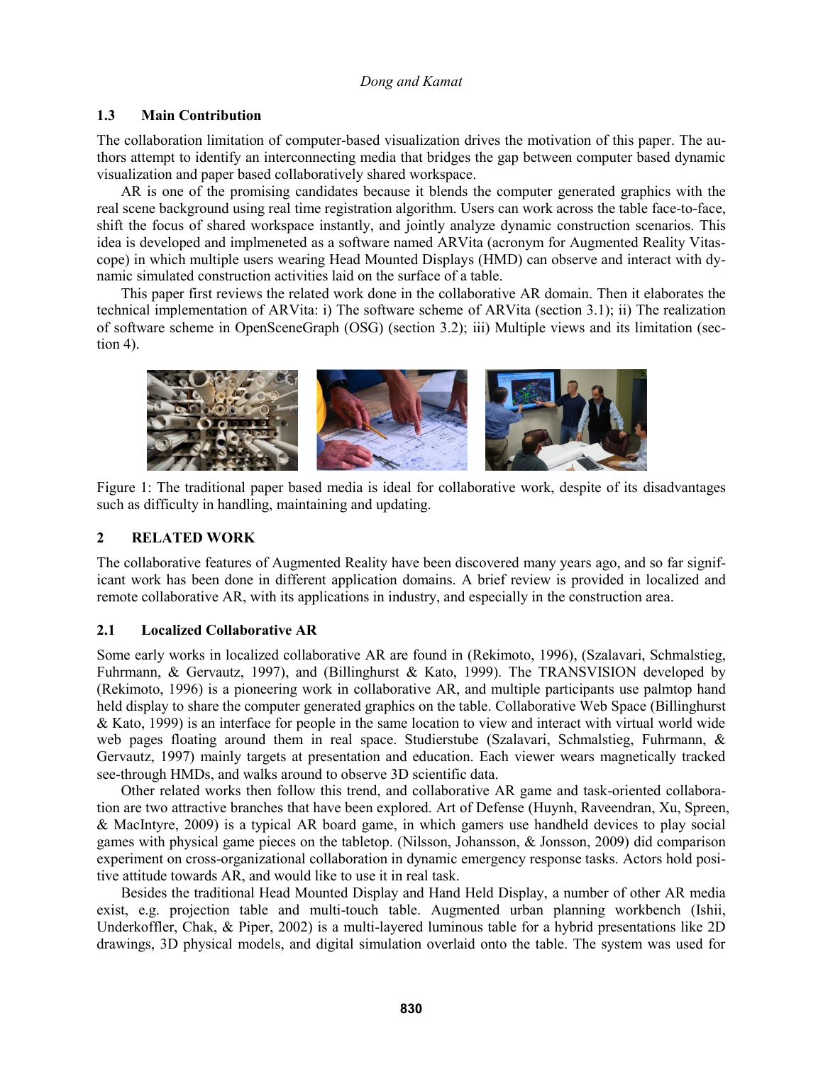### 1.3 Main Contribution

The collaboration limitation of computer-based visualization drives the motivation of this paper. The authors attempt to identify an interconnecting media that bridges the gap between computer based dynamic visualization and paper based collaboratively shared workspace.

AR is one of the promising candidates because it blends the computer generated graphics with the real scene background using real time registration algorithm. Users can work across the table face-to-face, shift the focus of shared workspace instantly, and jointly analyze dynamic construction scenarios. This idea is developed and implmeneted as a software named ARVita (acronym for Augmented Reality Vitascope) in which multiple users wearing Head Mounted Displays (HMD) can observe and interact with dynamic simulated construction activities laid on the surface of a table.

This paper first reviews the related work done in the collaborative AR domain. Then it elaborates the technical implementation of ARVita: i) The software scheme of ARVita (section 3.1); ii) The realization of software scheme in OpenSceneGraph (OSG) (section 3.2); iii) Multiple views and its limitation (section 4).

Figure 1: The traditional paper based media is ideal for collaborative work, despite of its disadvantages such as difficulty in handling, maintaining and updating.

## 2 RELATED WORK

The collaborative features of Augmented Reality have been discovered many years ago, and so far significant work has been done in different application domains. A brief review is provided in localized and remote collaborative AR, with its applications in industry, and especially in the construction area.

### 2.1 Localized Collaborative AR

Some early works in localized collaborative AR are found in (Rekimoto, 1996), (Szalavari, Schmalstieg, Fuhrmann, & Gervautz, 1997), and (Billinghurst & Kato, 1999). The TRANSVISION developed by (Rekimoto, 1996) is a pioneering work in collaborative AR, and multiple participants use palmtop hand held display to share the computer generated graphics on the table. Collaborative Web Space (Billinghurst & Kato, 1999) is an interface for people in the same location to view and interact with virtual world wide web pages floating around them in real space. Studierstube (Szalavari, Schmalstieg, Fuhrmann, & Gervautz, 1997) mainly targets at presentation and education. Each viewer wears magnetically tracked see-through HMDs, and walks around to observe 3D scientific data.

Other related works then follow this trend, and collaborative AR game and task-oriented collaboration are two attractive branches that have been explored. Art of Defense (Huynh, Raveendran, Xu, Spreen, & MacIntyre, 2009) is a typical AR board game, in which gamers use handheld devices to play social games with physical game pieces on the tabletop. (Nilsson, Johansson, & Jonsson, 2009) did comparison experiment on cross-organizational collaboration in dynamic emergency response tasks. Actors hold positive attitude towards AR, and would like to use it in real task.

Besides the traditional Head Mounted Display and Hand Held Display, a number of other AR media exist, e.g. projection table and multi-touch table. Augmented urban planning workbench (Ishii, Underkoffler, Chak, & Piper, 2002) is a multi-layered luminous table for a hybrid presentations like 2D drawings, 3D physical models, and digital simulation overlaid onto the table. The system was used for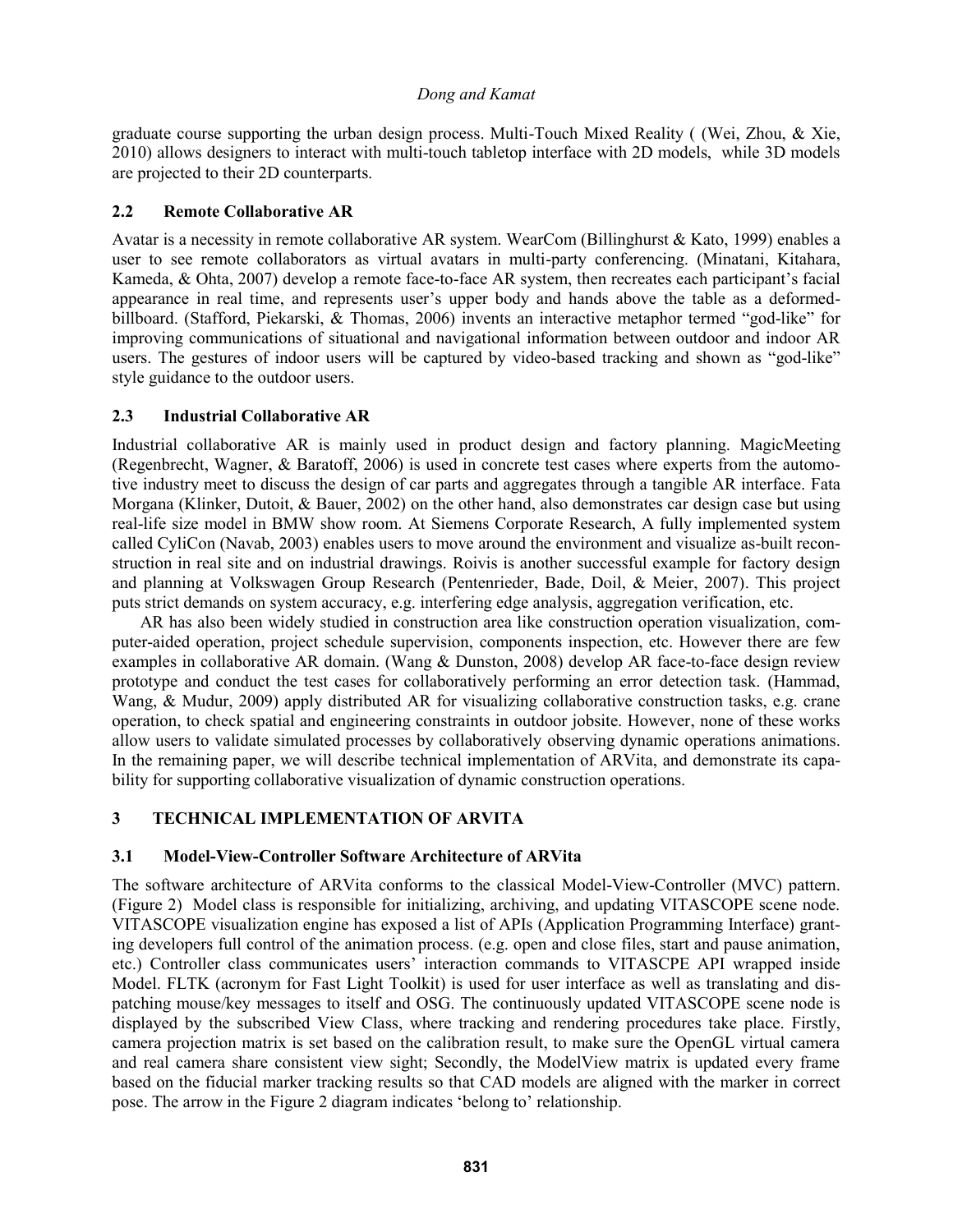graduate course supporting the urban design process. Multi-Touch Mixed Reality ( (Wei, Zhou, & Xie, 2010) allows designers to interact with multi-touch tabletop interface with 2D models, while 3D models are projected to their 2D counterparts.

### 2.2 Remote Collaborative AR

Avatar is a necessity in remote collaborative AR system. WearCom (Billinghurst & Kato, 1999) enables a user to see remote collaborators as virtual avatars in multi-party conferencing. (Minatani, Kitahara, Kameda, & Ohta, 2007) develop a remote face-to-face AR system, then recreates each participant's facial appearance in real time, and represents user's upper body and hands above the table as a deformed-billboard. (Stafford, Piekarski, & Thomas, 2006) invents an interactive metaphor termed "god-like" for improving communications of situational and navigational information between outdoor and indoor AR users. The gestures of indoor users will be captured by video-based tracking and shown as "god-like" style guidance to the outdoor users.

### 2.3 Industrial Collaborative AR

Industrial collaborative AR is mainly used in product design and factory planning. MagicMeeting (Regenbrecht, Wagner, & Baratoff, 2006) is used in concrete test cases where experts from the automotive industry meet to discuss the design of car parts and aggregates through a tangible AR interface. Fata Morgana (Klinker, Dutoit, & Bauer, 2002) on the other hand, also demonstrates car design case but using real-life size model in BMW show room. At Siemens Corporate Research, A fully implemented system called CyliCon (Navab, 2003) enables users to move around the environment and visualize as-built reconstruction in real site and on industrial drawings. Roivis is another successful example for factory design and planning at Volkswagen Group Research (Pentenrieder, Bade, Doil, & Meier, 2007). This project puts strict demands on system accuracy, e.g. interfering edge analysis, aggregation verification, etc.

AR has also been widely studied in construction area like construction operation visualization, computer-aided operation, project schedule supervision, components inspection, etc. However there are few examples in collaborative AR domain. (Wang & Dunston, 2008) develop AR face-to-face design review prototype and conduct the test cases for collaboratively performing an error detection task. (Hammad, Wang, & Mudur, 2009) apply distributed AR for visualizing collaborative construction tasks, e.g. crane operation, to check spatial and engineering constraints in outdoor jobsite. However, none of these works allow users to validate simulated processes by collaboratively observing dynamic operations animations. In the remaining paper, we will describe technical implementation of ARVita, and demonstrate its capability for supporting collaborative visualization of dynamic construction operations.

## 3 TECHNICAL IMPLEMENTATION OF ARVITA

### 3.1 Model-View-Controller Software Architecture of ARVita

The software architecture of ARVita conforms to the classical Model-View-Controller (MVC) pattern. (Figure 2) Model class is responsible for initializing, archiving, and updating VITASCOPE scene node. VITASCOPE visualization engine has exposed a list of APIs (Application Programming Interface) granting developers full control of the animation process. (e.g. open and close files, start and pause animation, etc.) Controller class communicates users' interaction commands to VITASCPE API wrapped inside Model. FLTK (acronym for Fast Light Toolkit) is used for user interface as well as translating and dispatching mouse/key messages to itself and OSG. The continuously updated VITASCOPE scene node is displayed by the subscribed View Class, where tracking and rendering procedures take place. Firstly, camera projection matrix is set based on the calibration result, to make sure the OpenGL virtual camera and real camera share consistent view sight; Secondly, the ModelView matrix is updated every frame based on the fiducial marker tracking results so that CAD models are aligned with the marker in correct pose. The arrow in the Figure 2 diagram indicates 'belong to' relationship.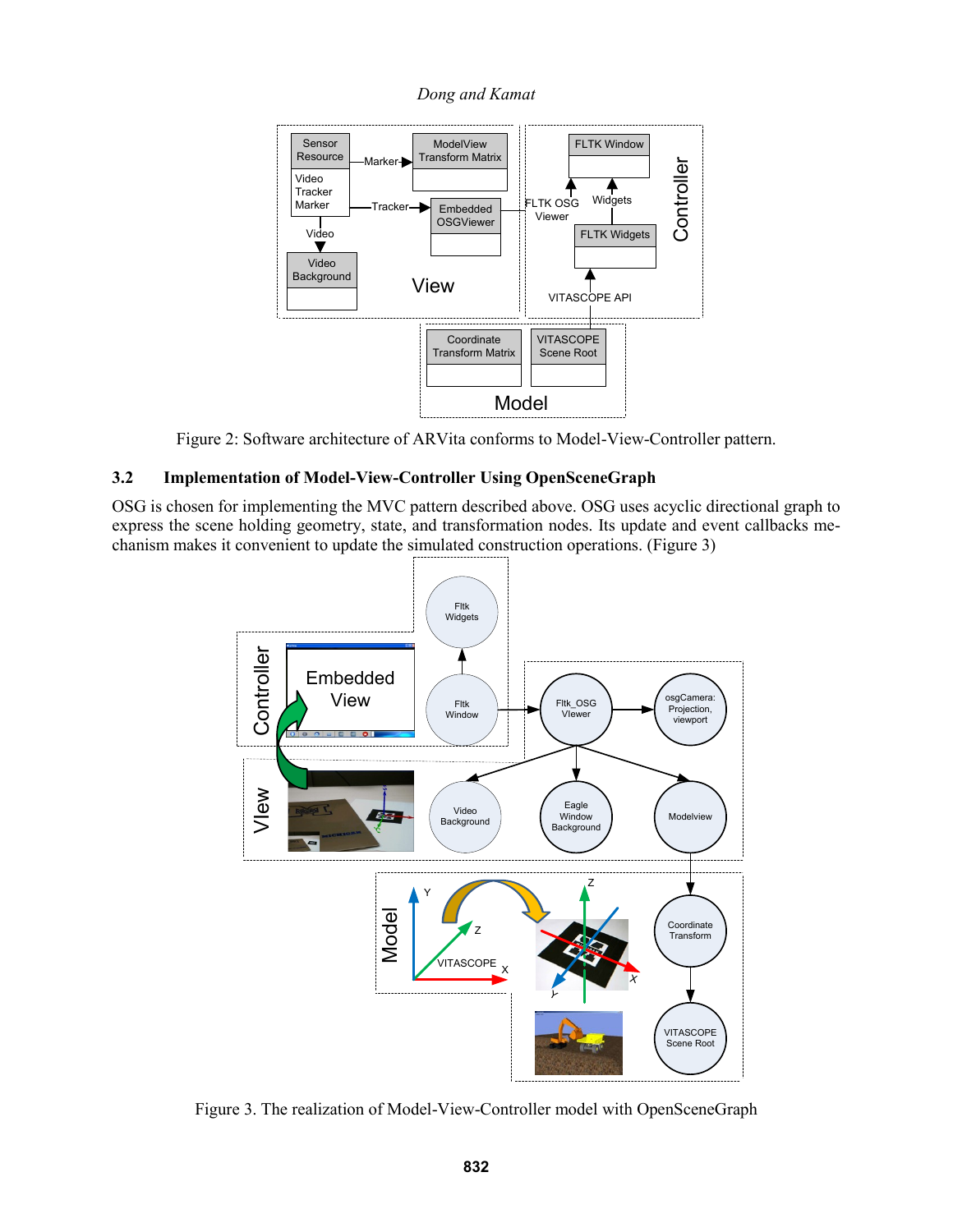Figure 2: Software architecture of ARVita conforms to Model-View-Controller pattern.

## 3.2 Implementation of Model-View-Controller Using OpenSceneGraph

OSG is chosen for implementing the MVC pattern described above. OSG uses acyclic directional graph to express the scene holding geometry, state, and transformation nodes. Its update and event callbacks mechanism makes it convenient to update the simulated construction operations. (Figure 3)

Figure 3. The realization of Model-View-Controller model with OpenSceneGraph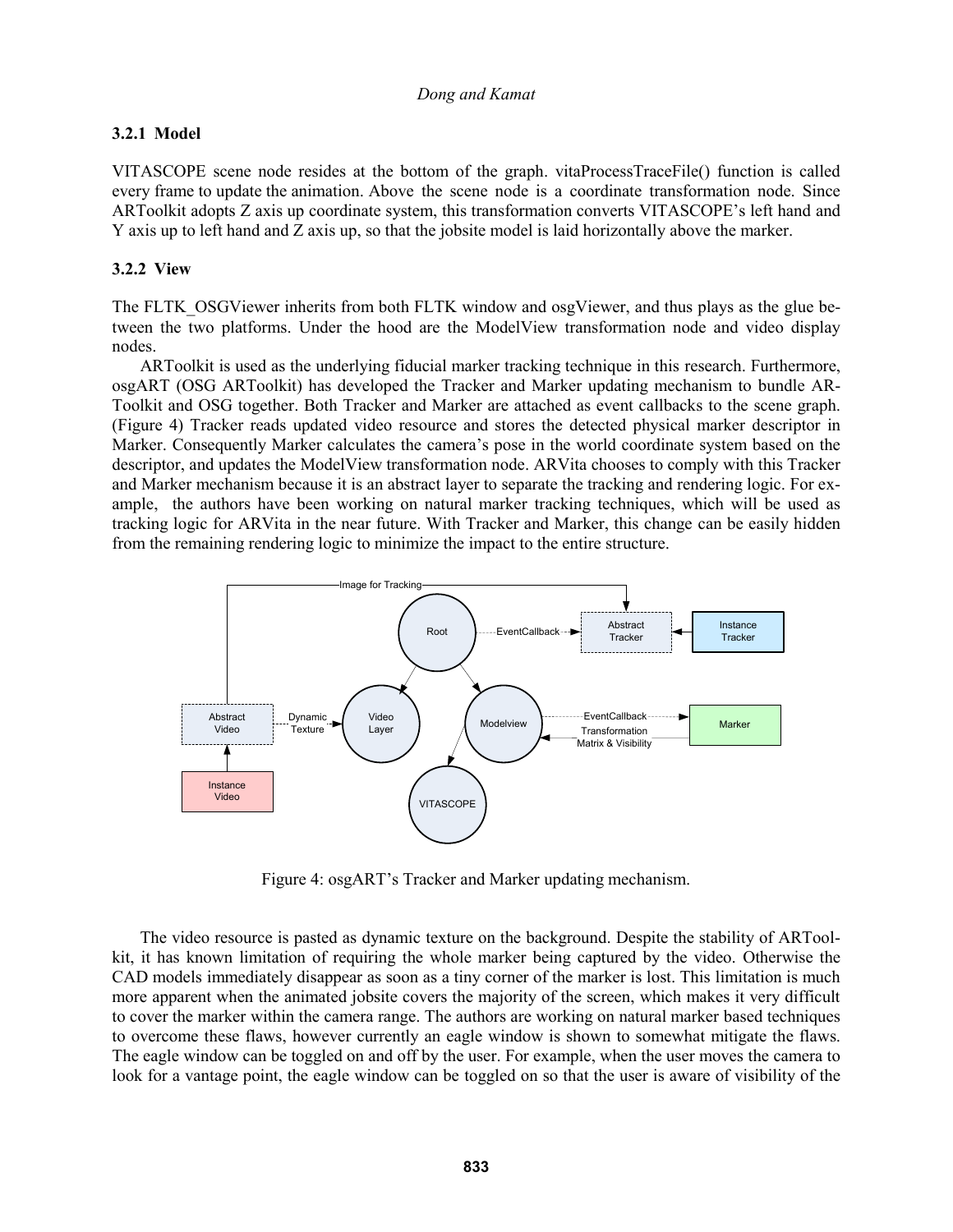### 3.2.1 Model

VITASCOPE scene node resides at the bottom of the graph. vitaProcessTraceFile() function is called every frame to update the animation. Above the scene node is a coordinate transformation node. Since ARToolkit adopts Z axis up coordinate system, this transformation converts VITASCOPE's left hand and Y axis up to left hand and Z axis up, so that the jobsite model is laid horizontally above the marker.

### 3.2.2 View

The FLTK_OSGViewer inherits from both FLTK window and osgViewer, and thus plays as the glue between the two platforms. Under the hood are the ModelView transformation node and video display nodes.

ARToolkit is used as the underlying fiducial marker tracking technique in this research. Furthermore, osgART (OSG ARToolkit) has developed the Tracker and Marker updating mechanism to bundle ARToolkit and OSG together. Both Tracker and Marker are attached as event callbacks to the scene graph. (Figure 4) Tracker reads updated video resource and stores the detected physical marker descriptor in Marker. Consequently Marker calculates the camera's pose in the world coordinate system based on the descriptor, and updates the ModelView transformation node. ARVita chooses to comply with this Tracker and Marker mechanism because it is an abstract layer to separate the tracking and rendering logic. For example, the authors have been working on natural marker tracking techniques, which will be used as tracking logic for ARVita in the near future. With Tracker and Marker, this change can be easily hidden from the remaining rendering logic to minimize the impact to the entire structure.

Image for Tracking
Root
EventCallback
Abstract Tracker
Instance Tracker
Abstract Video
Dynamic Texture
Video Layer
Modelview
EventCallback
Transformation Matrix & Visibility
Marker
Instance Video
VITASCOPE

Figure 4: osgART's Tracker and Marker updating mechanism.

The video resource is pasted as dynamic texture on the background. Despite the stability of ARToolkit, it has known limitation of requiring the whole marker being captured by the video. Otherwise the CAD models immediately disappear as soon as a tiny corner of the marker is lost. This limitation is much more apparent when the animated jobsite covers the majority of the screen, which makes it very difficult to cover the marker within the camera range. The authors are working on natural marker based techniques to overcome these flaws, however currently an eagle window is shown to somewhat mitigate the flaws. The eagle window can be toggled on and off by the user. For example, when the user moves the camera to look for a vantage point, the eagle window can be toggled on so that the user is aware of visibility of the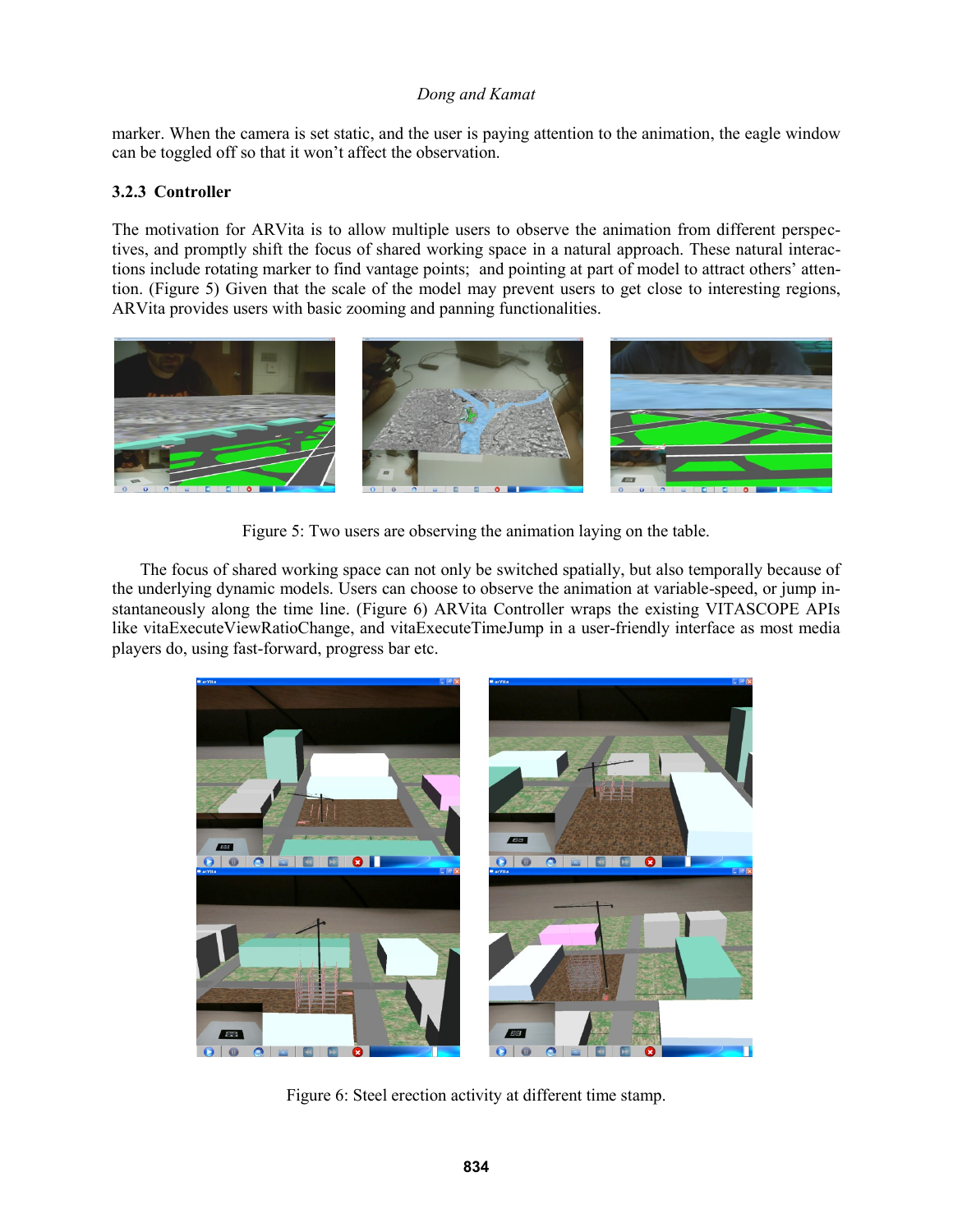marker. When the camera is set static, and the user is paying attention to the animation, the eagle window can be toggled off so that it won't affect the observation.

### 3.2.3 Controller

The motivation for ARVita is to allow multiple users to observe the animation from different perspectives, and promptly shift the focus of shared working space in a natural approach. These natural interactions include rotating marker to find vantage points; and pointing at part of model to attract others' attention. (Figure 5) Given that the scale of the model may prevent users to get close to interesting regions, ARVita provides users with basic zooming and panning functionalities.

Figure 5: Two users are observing the animation laying on the table.

The focus of shared working space can not only be switched spatially, but also temporally because of the underlying dynamic models. Users can choose to observe the animation at variable-speed, or jump instantaneously along the time line. (Figure 6) ARVita Controller wraps the existing VITASCOPE APIs like vitaExecuteViewRatioChange, and vitaExecuteTimeJump in a user-friendly interface as most media players do, using fast-forward, progress bar etc.

Figure 6: Steel erection activity at different time stamp.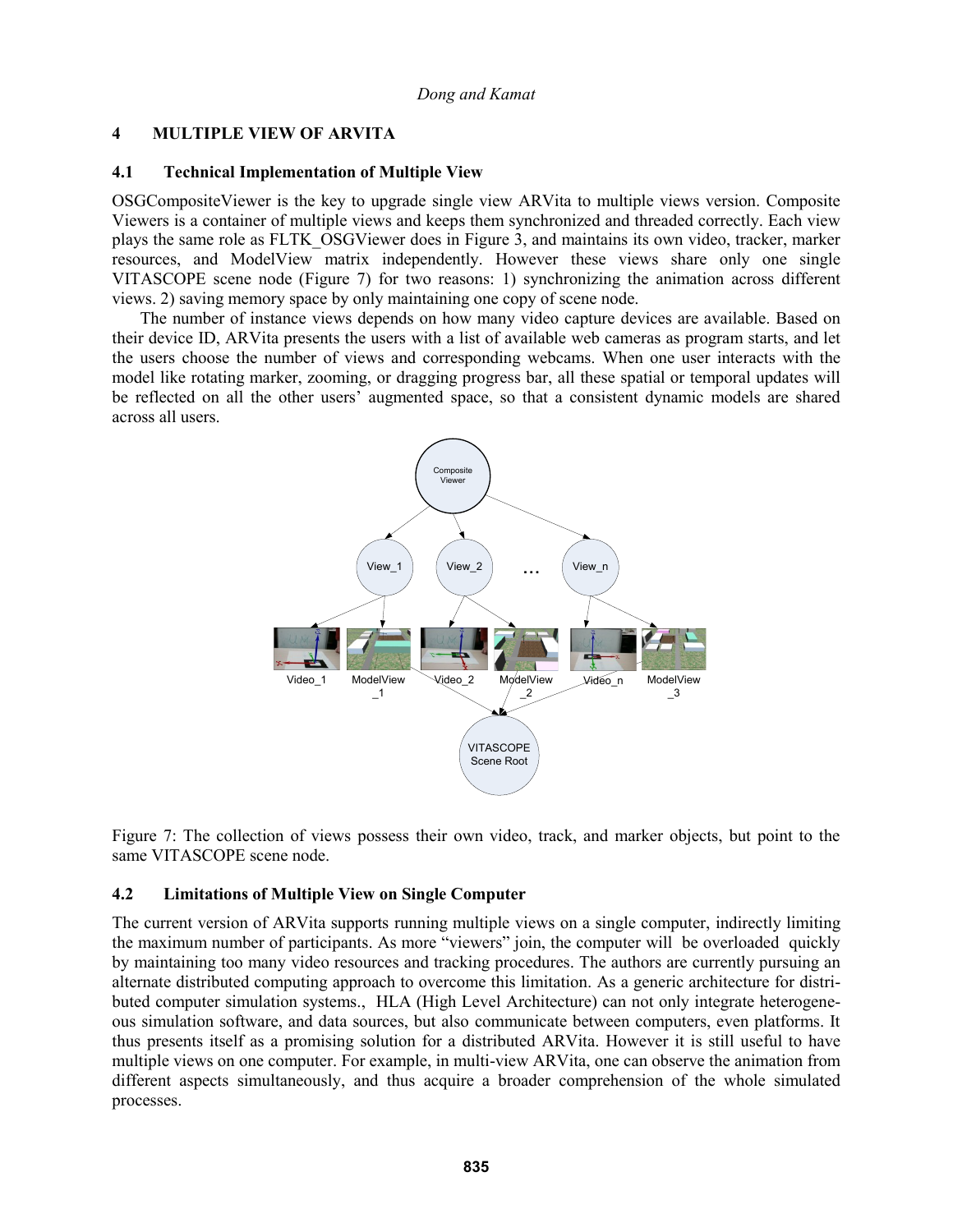## 4 MULTIPLE VIEW OF ARVITA

### 4.1 Technical Implementation of Multiple View

OSGCompositeViewer is the key to upgrade single view ARVita to multiple views version. Composite Viewers is a container of multiple views and keeps them synchronized and threaded correctly. Each view plays the same role as FLTK_OSGViewer does in Figure 3, and maintains its own video, tracker, marker resources, and ModelView matrix independently. However these views share only one single VITASCOPE scene node (Figure 7) for two reasons: 1) synchronizing the animation across different views. 2) saving memory space by only maintaining one copy of scene node.

The number of instance views depends on how many video capture devices are available. Based on their device ID, ARVita presents the users with a list of available web cameras as program starts, and let the users choose the number of views and corresponding webcams. When one user interacts with the model like rotating marker, zooming, or dragging progress bar, all these spatial or temporal updates will be reflected on all the other users' augmented space, so that a consistent dynamic models are shared across all users.

Figure 7: The collection of views possess their own video, track, and marker objects, but point to the same VITASCOPE scene node.

### 4.2 Limitations of Multiple View on Single Computer

The current version of ARVita supports running multiple views on a single computer, indirectly limiting the maximum number of participants. As more "viewers" join, the computer will be overloaded quickly by maintaining too many video resources and tracking procedures. The authors are currently pursuing an alternate distributed computing approach to overcome this limitation. As a generic architecture for distributed computer simulation systems., HLA (High Level Architecture) can not only integrate heterogeneous simulation software, and data sources, but also communicate between computers, even platforms. It thus presents itself as a promising solution for a distributed ARVita. However it is still useful to have multiple views on one computer. For example, in multi-view ARVita, one can observe the animation from different aspects simultaneously, and thus acquire a broader comprehension of the whole simulated processes.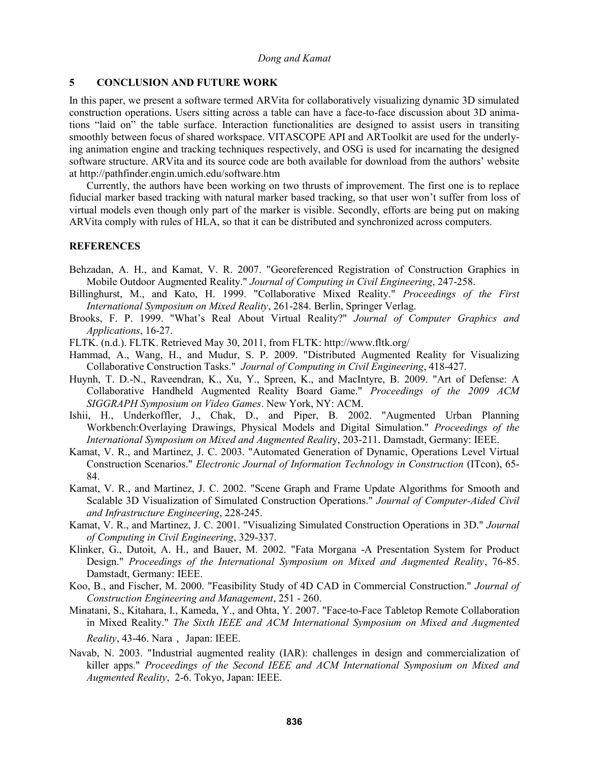## 5 CONCLUSION AND FUTURE WORK

In this paper, we present a software termed ARVita for collaboratively visualizing dynamic 3D simulated construction operations. Users sitting across a table can have a face-to-face discussion about 3D animations "laid on" the table surface. Interaction functionalities are designed to assist users in transiting smoothly between focus of shared workspace. VITASCOPE API and ARToolkit are used for the underlying animation engine and tracking techniques respectively, and OSG is used for incarnating the designed software structure. ARVita and its source code are both available for download from the authors' website at http://pathfinder.engin.umich.edu/software.htm

Currently, the authors have been working on two thrusts of improvement. The first one is to replace fiducial marker based tracking with natural marker based tracking, so that user won't suffer from loss of virtual models even though only part of the marker is visible. Secondly, efforts are being put on making ARVita comply with rules of HLA, so that it can be distributed and synchronized across computers.

## REFERENCES

Behzadan, A. H., and Kamat, V. R. 2007. "Georeferenced Registration of Construction Graphics in Mobile Outdoor Augmented Reality." *Journal of Computing in Civil Engineering*, 247-258.

Billinghurst, M., and Kato, H. 1999. "Collaborative Mixed Reality." *Proceedings of the First International Symposium on Mixed Reality*, 261-284. Berlin, Springer Verlag.

Brooks, F. P. 1999. "What's Real About Virtual Reality?" *Journal of Computer Graphics and Applications*, 16-27.

FLTK. (n.d.). FLTK. Retrieved May 30, 2011, from FLTK: http://www.fltk.org/

Hammad, A., Wang, H., and Mudur, S. P. 2009. "Distributed Augmented Reality for Visualizing Collaborative Construction Tasks." *Journal of Computing in Civil Engineering*, 418-427.

Huynh, T. D.-N., Raveendran, K., Xu, Y., Spreen, K., and MacIntyre, B. 2009. "Art of Defense: A Collaborative Handheld Augmented Reality Board Game." *Proceedings of the 2009 ACM SIGGRAPH Symposium on Video Games*. New York, NY: ACM.

Ishii, H., Underkoffler, J., Chak, D., and Piper, B. 2002. "Augmented Urban Planning Workbench:Overlaying Drawings, Physical Models and Digital Simulation." *Proceedings of the International Symposium on Mixed and Augmented Reality*, 203-211. Damstadt, Germany: IEEE.

Kamat, V. R., and Martinez, J. C. 2003. "Automated Generation of Dynamic, Operations Level Virtual Construction Scenarios." *Electronic Journal of Information Technology in Construction* (ITcon), 65-84.

Kamat, V. R., and Martinez, J. C. 2002. "Scene Graph and Frame Update Algorithms for Smooth and Scalable 3D Visualization of Simulated Construction Operations." *Journal of Computer-Aided Civil and Infrastructure Engineering*, 228-245.

Kamat, V. R., and Martinez, J. C. 2001. "Visualizing Simulated Construction Operations in 3D." *Journal of Computing in Civil Engineering*, 329-337.

Klinker, G., Dutoit, A. H., and Bauer, M. 2002. "Fata Morgana -A Presentation System for Product Design." *Proceedings of the International Symposium on Mixed and Augmented Reality*, 76-85. Damstadt, Germany: IEEE.

Koo, B., and Fischer, M. 2000. "Feasibility Study of 4D CAD in Commercial Construction." *Journal of Construction Engineering and Management*, 251 - 260.

Minatani, S., Kitahara, I., Kameda, Y., and Ohta, Y. 2007. "Face-to-Face Tabletop Remote Collaboration in Mixed Reality." *The Sixth IEEE and ACM International Symposium on Mixed and Augmented Reality*, 43-46. Nara，Japan: IEEE.

Navab, N. 2003. "Industrial augmented reality (IAR): challenges in design and commercialization of killer apps." *Proceedings of the Second IEEE and ACM International Symposium on Mixed and Augmented Reality*, 2-6. Tokyo, Japan: IEEE.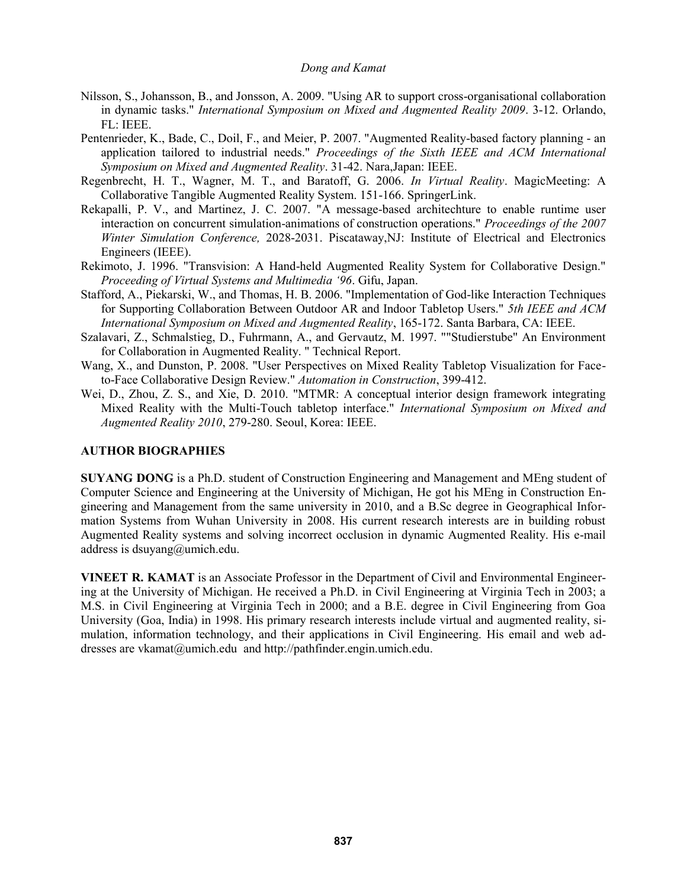Nilsson, S., Johansson, B., and Jonsson, A. 2009. "Using AR to support cross-organisational collaboration in dynamic tasks." *International Symposium on Mixed and Augmented Reality 2009*. 3-12. Orlando, FL: IEEE.

Pentenrieder, K., Bade, C., Doil, F., and Meier, P. 2007. "Augmented Reality-based factory planning - an application tailored to industrial needs." *Proceedings of the Sixth IEEE and ACM International Symposium on Mixed and Augmented Reality*. 31-42. Nara,Japan: IEEE.

Regenbrecht, H. T., Wagner, M. T., and Baratoff, G. 2006. *In Virtual Reality*. MagicMeeting: A Collaborative Tangible Augmented Reality System. 151-166. SpringerLink.

Rekapalli, P. V., and Martinez, J. C. 2007. "A message-based architechture to enable runtime user interaction on concurrent simulation-animations of construction operations." *Proceedings of the 2007 Winter Simulation Conference,* 2028-2031. Piscataway,NJ: Institute of Electrical and Electronics Engineers (IEEE).

Rekimoto, J. 1996. "Transvision: A Hand-held Augmented Reality System for Collaborative Design." *Proceeding of Virtual Systems and Multimedia '96*. Gifu, Japan.

Stafford, A., Piekarski, W., and Thomas, H. B. 2006. "Implementation of God-like Interaction Techniques for Supporting Collaboration Between Outdoor AR and Indoor Tabletop Users." *5th IEEE and ACM International Symposium on Mixed and Augmented Reality*, 165-172. Santa Barbara, CA: IEEE.

Szalavari, Z., Schmalstieg, D., Fuhrmann, A., and Gervautz, M. 1997. ""Studierstube" An Environment for Collaboration in Augmented Reality. " Technical Report.

Wang, X., and Dunston, P. 2008. "User Perspectives on Mixed Reality Tabletop Visualization for Face-to-Face Collaborative Design Review." *Automation in Construction*, 399-412.

Wei, D., Zhou, Z. S., and Xie, D. 2010. "MTMR: A conceptual interior design framework integrating Mixed Reality with the Multi-Touch tabletop interface." *International Symposium on Mixed and Augmented Reality 2010*, 279-280. Seoul, Korea: IEEE.

## AUTHOR BIOGRAPHIES

**SUYANG DONG** is a Ph.D. student of Construction Engineering and Management and MEng student of Computer Science and Engineering at the University of Michigan, He got his MEng in Construction Engineering and Management from the same university in 2010, and a B.Sc degree in Geographical Information Systems from Wuhan University in 2008. His current research interests are in building robust Augmented Reality systems and solving incorrect occlusion in dynamic Augmented Reality. His e-mail address is dsuyang@umich.edu.

**VINEET R. KAMAT** is an Associate Professor in the Department of Civil and Environmental Engineering at the University of Michigan. He received a Ph.D. in Civil Engineering at Virginia Tech in 2003; a M.S. in Civil Engineering at Virginia Tech in 2000; and a B.E. degree in Civil Engineering from Goa University (Goa, India) in 1998. His primary research interests include virtual and augmented reality, simulation, information technology, and their applications in Civil Engineering. His email and web addresses are vkamat@umich.edu and http://pathfinder.engin.umich.edu.